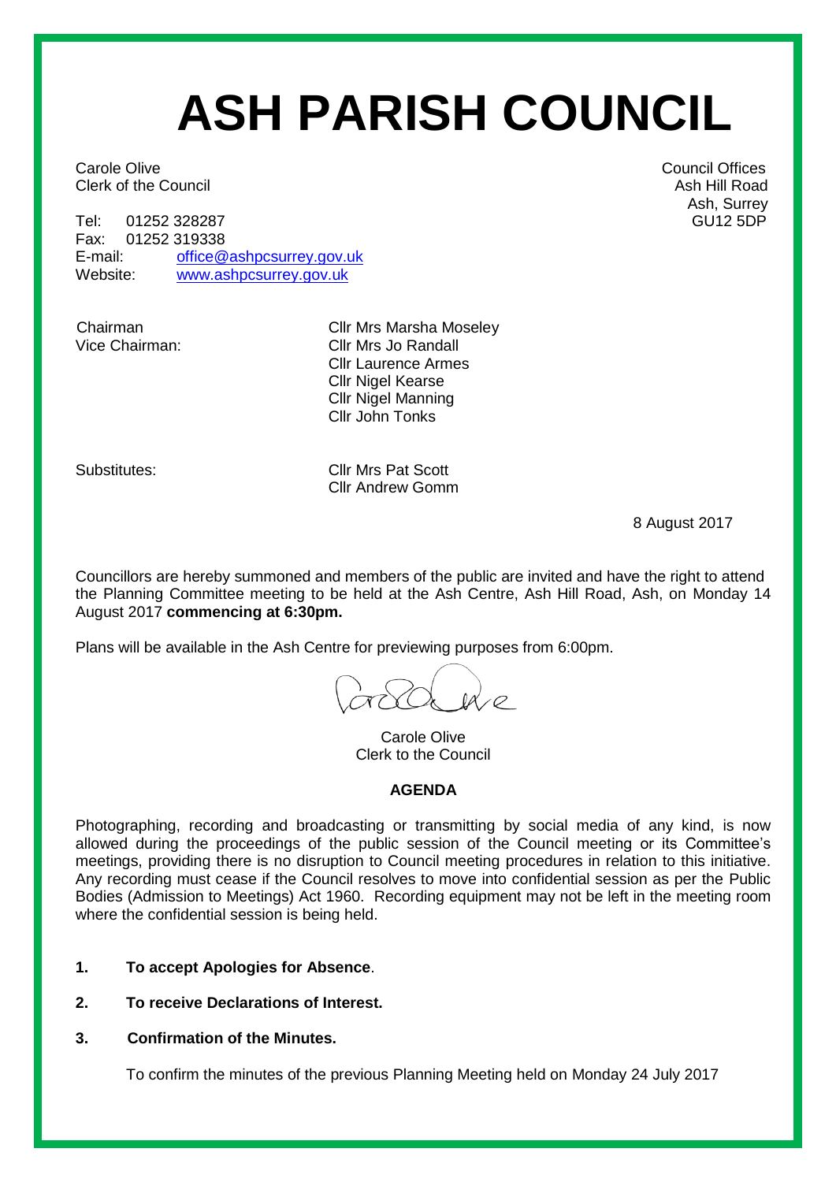# ASH PARISH COUNCIL

Carole Olive
Clerk of the Council

Council Offices
Ash Hill Road
Ash, Surrey
GU12 5DP

Tel: 01252 328287
Fax: 01252 319338
E-mail: office@ashpcsurrey.gov.uk
Website: www.ashpcsurrey.gov.uk

Chairman: Cllr Mrs Marsha Moseley
Vice Chairman: Cllr Mrs Jo Randall
Cllr Laurence Armes
Cllr Nigel Kearse
Cllr Nigel Manning
Cllr John Tonks

Substitutes: Cllr Mrs Pat Scott
Cllr Andrew Gomm

8 August 2017

Councillors are hereby summoned and members of the public are invited and have the right to attend the Planning Committee meeting to be held at the Ash Centre, Ash Hill Road, Ash, on Monday 14 August 2017 **commencing at 6:30pm.**

Plans will be available in the Ash Centre for previewing purposes from 6:00pm.

Carole Olive
Clerk to the Council

**AGENDA**

Photographing, recording and broadcasting or transmitting by social media of any kind, is now allowed during the proceedings of the public session of the Council meeting or its Committee's meetings, providing there is no disruption to Council meeting procedures in relation to this initiative. Any recording must cease if the Council resolves to move into confidential session as per the Public Bodies (Admission to Meetings) Act 1960. Recording equipment may not be left in the meeting room where the confidential session is being held.

1. **To accept Apologies for Absence**.
2. **To receive Declarations of Interest.**
3. **Confirmation of the Minutes.**

   To confirm the minutes of the previous Planning Meeting held on Monday 24 July 2017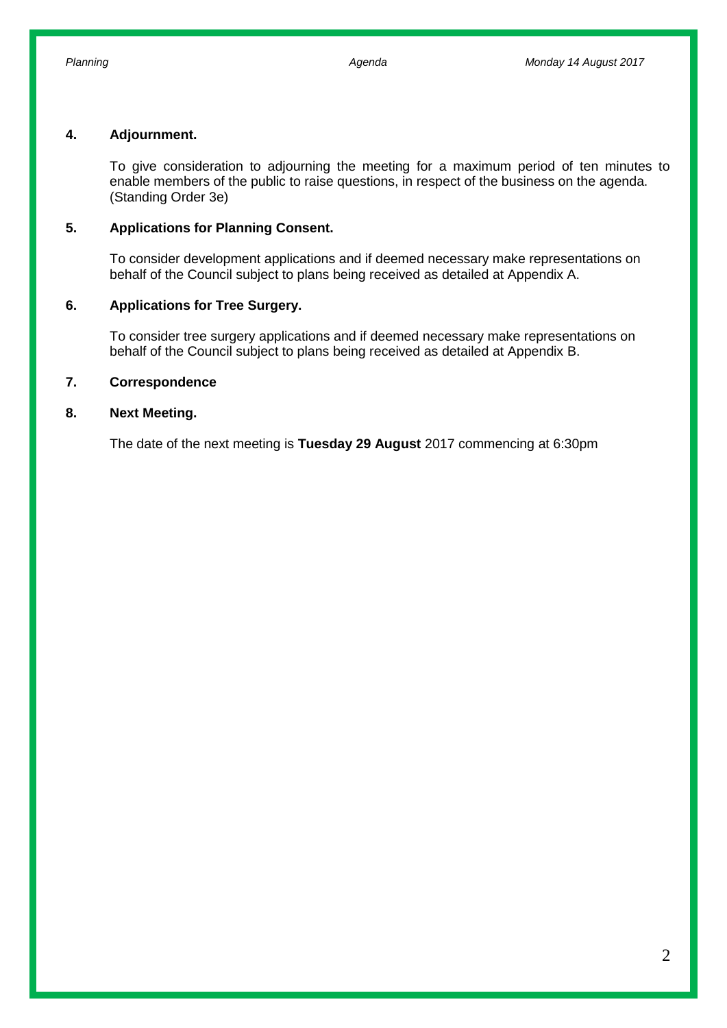## 4. Adjournment.

To give consideration to adjourning the meeting for a maximum period of ten minutes to enable members of the public to raise questions, in respect of the business on the agenda. (Standing Order 3e)

## 5. Applications for Planning Consent.

To consider development applications and if deemed necessary make representations on behalf of the Council subject to plans being received as detailed at Appendix A.

## 6. Applications for Tree Surgery.

To consider tree surgery applications and if deemed necessary make representations on behalf of the Council subject to plans being received as detailed at Appendix B.

## 7. Correspondence

## 8. Next Meeting.

The date of the next meeting is **Tuesday 29 August** 2017 commencing at 6:30pm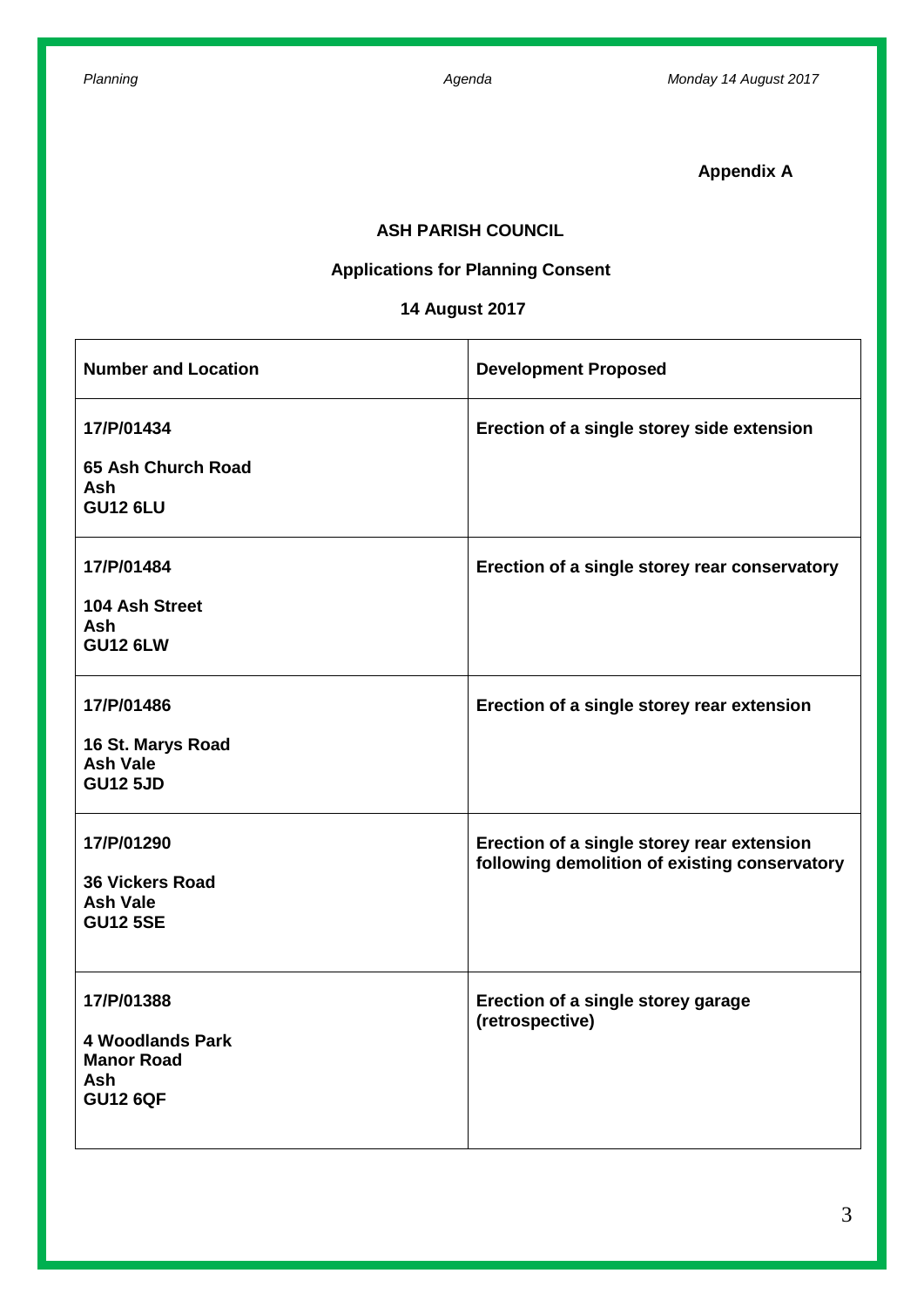**Appendix A**

## ASH PARISH COUNCIL

### Applications for Planning Consent

### 14 August 2017

| Number and Location | Development Proposed |
| --- | --- |
| **17/P/01434**<br><br>**65 Ash Church Road**<br>**Ash**<br>**GU12 6LU** | **Erection of a single storey side extension** |
| **17/P/01484**<br><br>**104 Ash Street**<br>**Ash**<br>**GU12 6LW** | **Erection of a single storey rear conservatory** |
| **17/P/01486**<br><br>**16 St. Marys Road**<br>**Ash Vale**<br>**GU12 5JD** | **Erection of a single storey rear extension** |
| **17/P/01290**<br><br>**36 Vickers Road**<br>**Ash Vale**<br>**GU12 5SE** | **Erection of a single storey rear extension following demolition of existing conservatory** |
| **17/P/01388**<br><br>**4 Woodlands Park**<br>**Manor Road**<br>**Ash**<br>**GU12 6QF** | **Erection of a single storey garage (retrospective)** |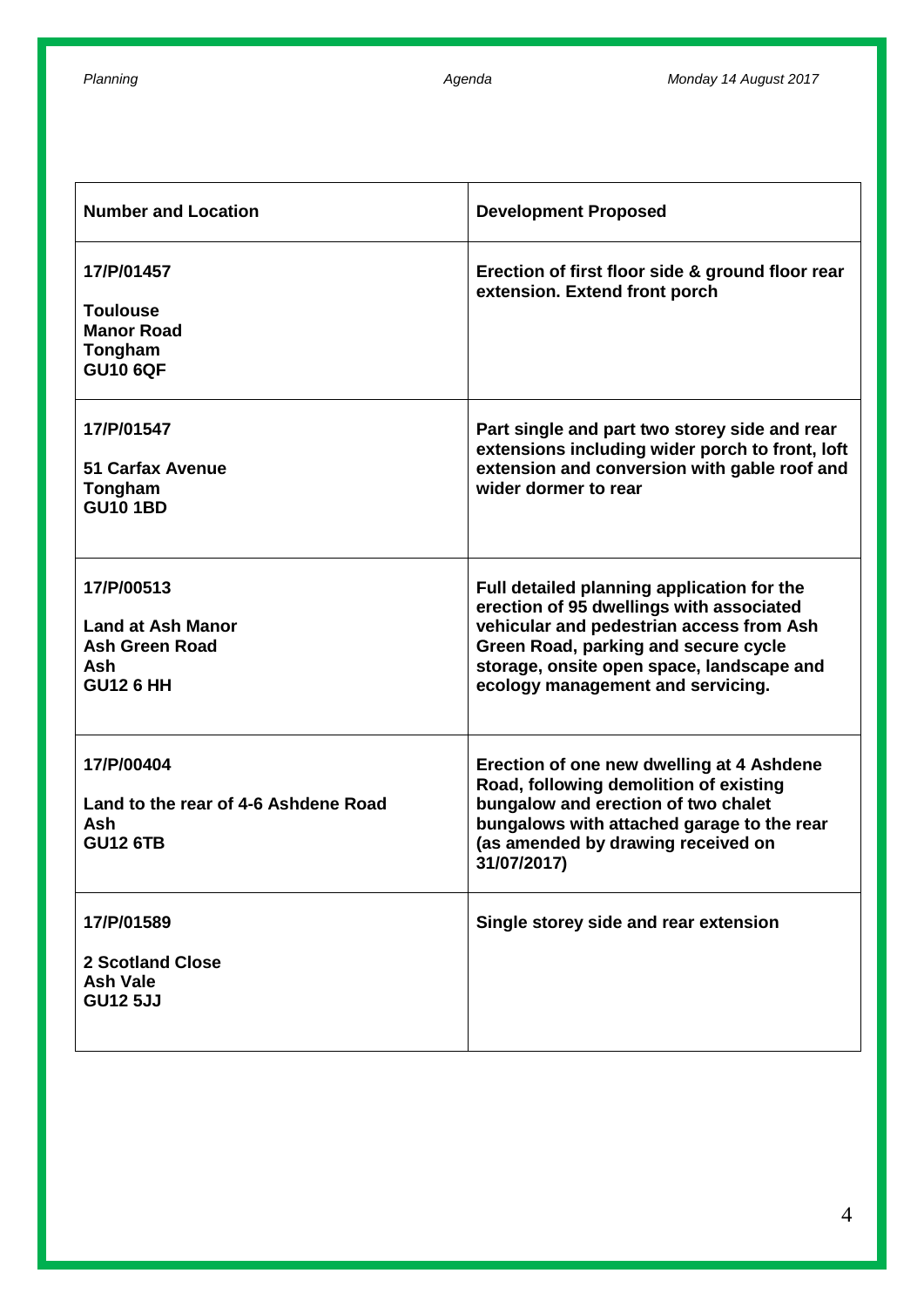| Number and Location | Development Proposed |
|---|---|
| **17/P/01457**<br><br>**Toulouse**<br>**Manor Road**<br>**Tongham**<br>**GU10 6QF** | **Erection of first floor side & ground floor rear extension. Extend front porch** |
| **17/P/01547**<br><br>**51 Carfax Avenue**<br>**Tongham**<br>**GU10 1BD** | **Part single and part two storey side and rear extensions including wider porch to front, loft extension and conversion with gable roof and wider dormer to rear** |
| **17/P/00513**<br><br>**Land at Ash Manor**<br>**Ash Green Road**<br>**Ash**<br>**GU12 6 HH** | **Full detailed planning application for the erection of 95 dwellings with associated vehicular and pedestrian access from Ash Green Road, parking and secure cycle storage, onsite open space, landscape and ecology management and servicing.** |
| **17/P/00404**<br><br>**Land to the rear of 4-6 Ashdene Road**<br>**Ash**<br>**GU12 6TB** | **Erection of one new dwelling at 4 Ashdene Road, following demolition of existing bungalow and erection of two chalet bungalows with attached garage to the rear (as amended by drawing received on 31/07/2017)** |
| **17/P/01589**<br><br>**2 Scotland Close**<br>**Ash Vale**<br>**GU12 5JJ** | **Single storey side and rear extension** |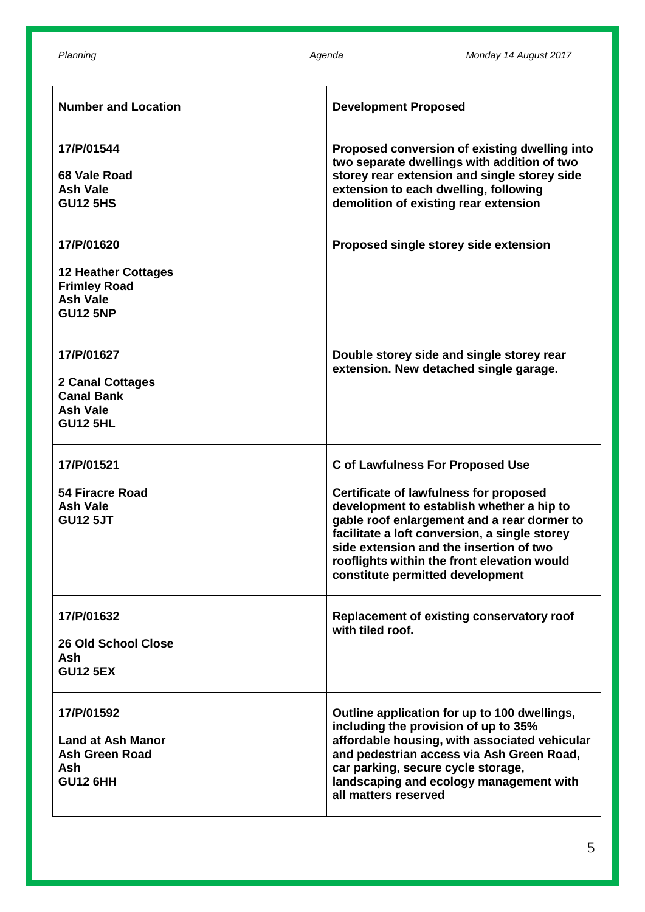| Number and Location | Development Proposed |
|---|---|
| **17/P/01544**<br><br>**68 Vale Road**<br>**Ash Vale**<br>**GU12 5HS** | **Proposed conversion of existing dwelling into two separate dwellings with addition of two storey rear extension and single storey side extension to each dwelling, following demolition of existing rear extension** |
| **17/P/01620**<br><br>**12 Heather Cottages**<br>**Frimley Road**<br>**Ash Vale**<br>**GU12 5NP** | **Proposed single storey side extension** |
| **17/P/01627**<br><br>**2 Canal Cottages**<br>**Canal Bank**<br>**Ash Vale**<br>**GU12 5HL** | **Double storey side and single storey rear extension. New detached single garage.** |
| **17/P/01521**<br><br>**54 Firacre Road**<br>**Ash Vale**<br>**GU12 5JT** | **C of Lawfulness For Proposed Use**<br><br>**Certificate of lawfulness for proposed development to establish whether a hip to gable roof enlargement and a rear dormer to facilitate a loft conversion, a single storey side extension and the insertion of two rooflights within the front elevation would constitute permitted development** |
| **17/P/01632**<br><br>**26 Old School Close**<br>**Ash**<br>**GU12 5EX** | **Replacement of existing conservatory roof with tiled roof.** |
| **17/P/01592**<br><br>**Land at Ash Manor**<br>**Ash Green Road**<br>**Ash**<br>**GU12 6HH** | **Outline application for up to 100 dwellings, including the provision of up to 35% affordable housing, with associated vehicular and pedestrian access via Ash Green Road, car parking, secure cycle storage, landscaping and ecology management with all matters reserved** |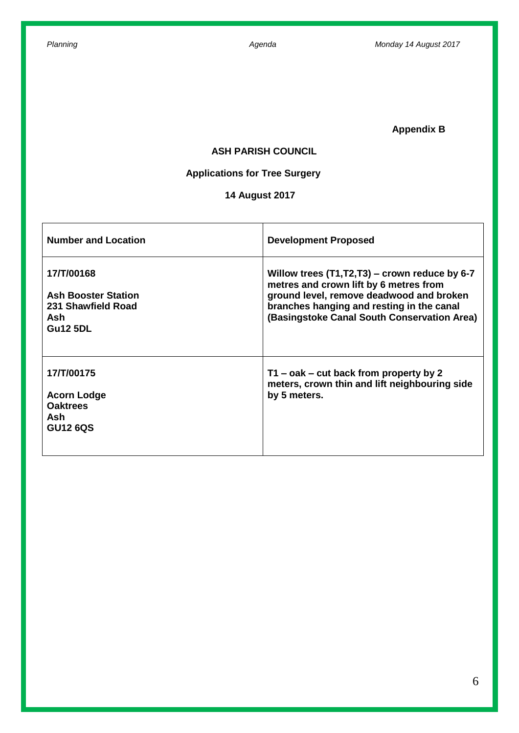**Appendix B**

**ASH PARISH COUNCIL**

**Applications for Tree Surgery**

**14 August 2017**

| **Number and Location** | **Development Proposed** |
| --- | --- |
| **17/T/00168**<br><br>**Ash Booster Station**<br>**231 Shawfield Road**<br>**Ash**<br>**Gu12 5DL** | **Willow trees (T1,T2,T3) – crown reduce by 6-7 metres and crown lift by 6 metres from ground level, remove deadwood and broken branches hanging and resting in the canal (Basingstoke Canal South Conservation Area)** |
| **17/T/00175**<br><br>**Acorn Lodge**<br>**Oaktrees**<br>**Ash**<br>**GU12 6QS** | **T1 – oak – cut back from property by 2 meters, crown thin and lift neighbouring side by 5 meters.** |